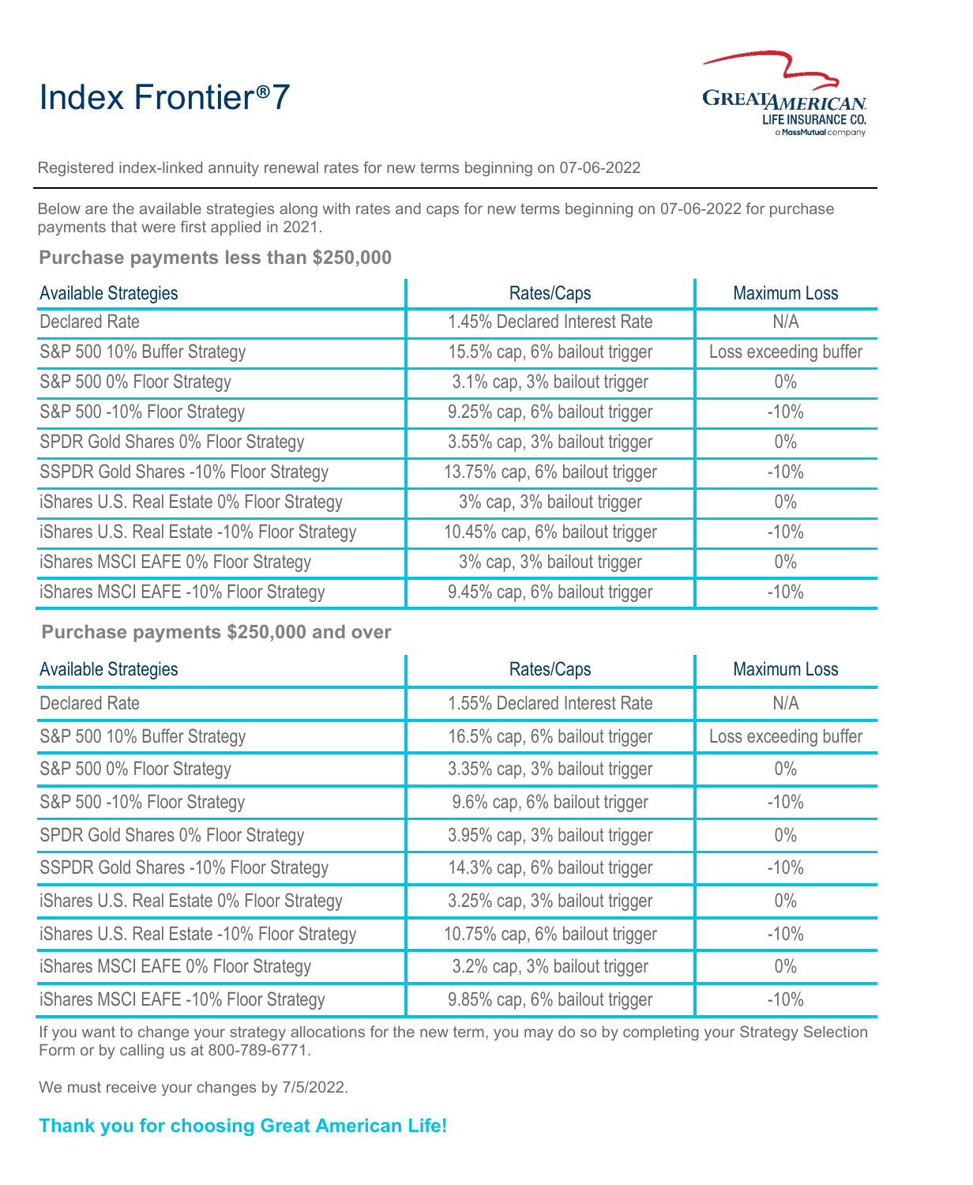# Index Frontier®7

GREAT AMERICAN LIFE INSURANCE CO.
a MassMutual company

Registered index-linked annuity renewal rates for new terms beginning on 07-06-2022

Below are the available strategies along with rates and caps for new terms beginning on 07-06-2022 for purchase payments that were first applied in 2021.

### Purchase payments less than $250,000

| Available Strategies | Rates/Caps | Maximum Loss |
|---|---|---|
| Declared Rate | 1.45% Declared Interest Rate | N/A |
| S&P 500 10% Buffer Strategy | 15.5% cap, 6% bailout trigger | Loss exceeding buffer |
| S&P 500 0% Floor Strategy | 3.1% cap, 3% bailout trigger | 0% |
| S&P 500 -10% Floor Strategy | 9.25% cap, 6% bailout trigger | -10% |
| SPDR Gold Shares 0% Floor Strategy | 3.55% cap, 3% bailout trigger | 0% |
| SSPDR Gold Shares -10% Floor Strategy | 13.75% cap, 6% bailout trigger | -10% |
| iShares U.S. Real Estate 0% Floor Strategy | 3% cap, 3% bailout trigger | 0% |
| iShares U.S. Real Estate -10% Floor Strategy | 10.45% cap, 6% bailout trigger | -10% |
| iShares MSCI EAFE 0% Floor Strategy | 3% cap, 3% bailout trigger | 0% |
| iShares MSCI EAFE -10% Floor Strategy | 9.45% cap, 6% bailout trigger | -10% |

### Purchase payments $250,000 and over

| Available Strategies | Rates/Caps | Maximum Loss |
|---|---|---|
| Declared Rate | 1.55% Declared Interest Rate | N/A |
| S&P 500 10% Buffer Strategy | 16.5% cap, 6% bailout trigger | Loss exceeding buffer |
| S&P 500 0% Floor Strategy | 3.35% cap, 3% bailout trigger | 0% |
| S&P 500 -10% Floor Strategy | 9.6% cap, 6% bailout trigger | -10% |
| SPDR Gold Shares 0% Floor Strategy | 3.95% cap, 3% bailout trigger | 0% |
| SSPDR Gold Shares -10% Floor Strategy | 14.3% cap, 6% bailout trigger | -10% |
| iShares U.S. Real Estate 0% Floor Strategy | 3.25% cap, 3% bailout trigger | 0% |
| iShares U.S. Real Estate -10% Floor Strategy | 10.75% cap, 6% bailout trigger | -10% |
| iShares MSCI EAFE 0% Floor Strategy | 3.2% cap, 3% bailout trigger | 0% |
| iShares MSCI EAFE -10% Floor Strategy | 9.85% cap, 6% bailout trigger | -10% |

If you want to change your strategy allocations for the new term, you may do so by completing your Strategy Selection Form or by calling us at 800-789-6771.

We must receive your changes by 7/5/2022.

**Thank you for choosing Great American Life!**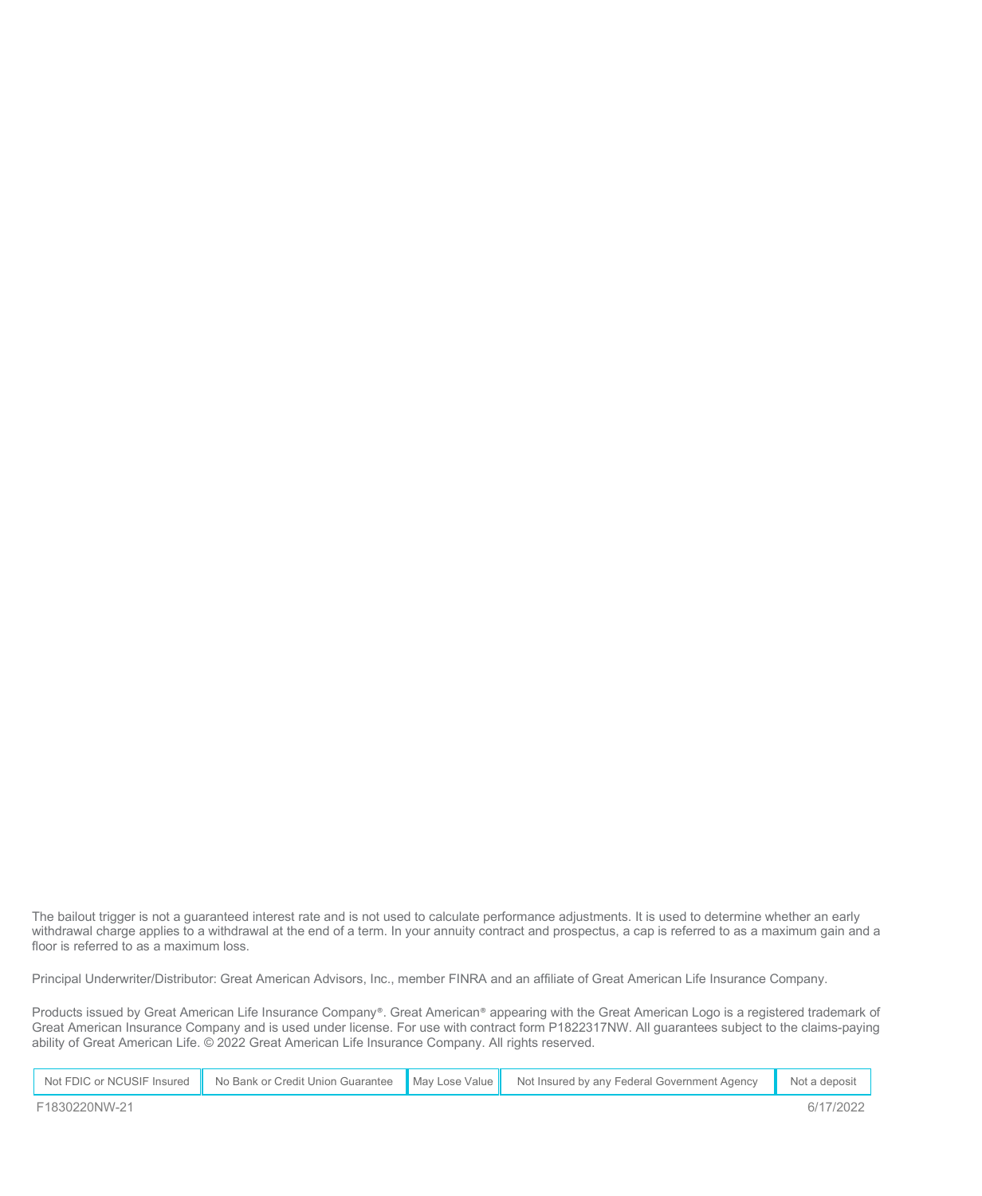The bailout trigger is not a guaranteed interest rate and is not used to calculate performance adjustments. It is used to determine whether an early withdrawal charge applies to a withdrawal at the end of a term. In your annuity contract and prospectus, a cap is referred to as a maximum gain and a floor is referred to as a maximum loss.

Principal Underwriter/Distributor: Great American Advisors, Inc., member FINRA and an affiliate of Great American Life Insurance Company.

Products issued by Great American Life Insurance Company®. Great American® appearing with the Great American Logo is a registered trademark of Great American Insurance Company and is used under license. For use with contract form P1822317NW. All guarantees subject to the claims-paying ability of Great American Life. © 2022 Great American Life Insurance Company. All rights reserved.

| | | | | |
|---|---|---|---|---|
| Not FDIC or NCUSIF Insured | No Bank or Credit Union Guarantee | May Lose Value | Not Insured by any Federal Government Agency | Not a deposit |

F1830220NW-21 6/17/2022